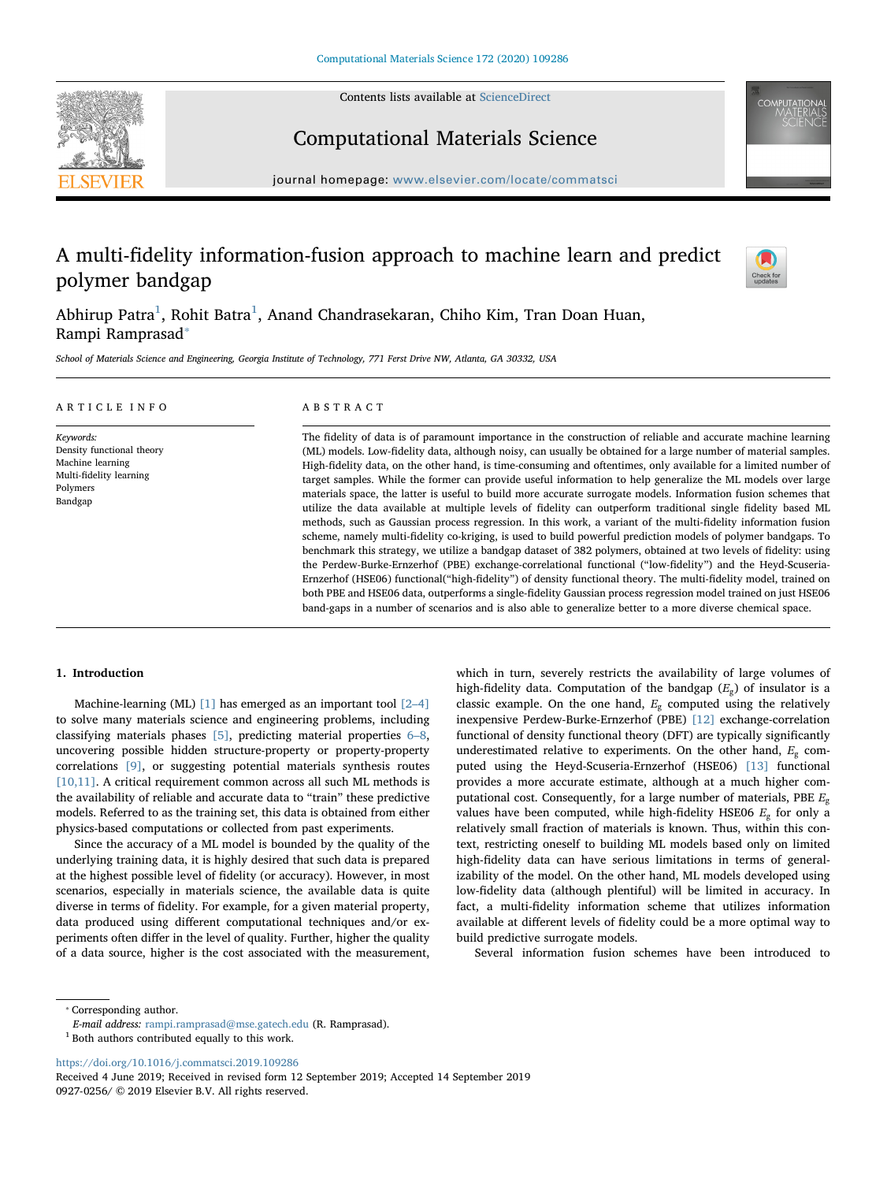// Contents lists available at ScienceDirect

# Computational Materials Science

journal homepage: www.elsevier.com/locate/commatsci

# A multi-fidelity information-fusion approach to machine learn and predict polymer bandgap

Abhirup Patra[1], Rohit Batra[1], Anand Chandrasekaran, Chiho Kim, Tran Doan Huan, Rampi Ramprasad*

*School of Materials Science and Engineering, Georgia Institute of Technology, 771 Ferst Drive NW, Atlanta, GA 30332, USA*

## ARTICLE INFO

*Keywords:*
Density functional theory
Machine learning
Multi-fidelity learning
Polymers
Bandgap

## ABSTRACT

The fidelity of data is of paramount importance in the construction of reliable and accurate machine learning (ML) models. Low-fidelity data, although noisy, can usually be obtained for a large number of material samples. High-fidelity data, on the other hand, is time-consuming and oftentimes, only available for a limited number of target samples. While the former can provide useful information to help generalize the ML models over large materials space, the latter is useful to build more accurate surrogate models. Information fusion schemes that utilize the data available at multiple levels of fidelity can outperform traditional single fidelity based ML methods, such as Gaussian process regression. In this work, a variant of the multi-fidelity information fusion scheme, namely multi-fidelity co-kriging, is used to build powerful prediction models of polymer bandgaps. To benchmark this strategy, we utilize a bandgap dataset of 382 polymers, obtained at two levels of fidelity: using the Perdew-Burke-Ernzerhof (PBE) exchange-correlational functional ("low-fidelity") and the Heyd-Scuseria-Ernzerhof (HSE06) functional("high-fidelity") of density functional theory. The multi-fidelity model, trained on both PBE and HSE06 data, outperforms a single-fidelity Gaussian process regression model trained on just HSE06 band-gaps in a number of scenarios and is also able to generalize better to a more diverse chemical space.

## 1. Introduction

Machine-learning (ML) [1] has emerged as an important tool [2–4] to solve many materials science and engineering problems, including classifying materials phases [5], predicting material properties 6–8, uncovering possible hidden structure-property or property-property correlations [9], or suggesting potential materials synthesis routes [10,11]. A critical requirement common across all such ML methods is the availability of reliable and accurate data to "train" these predictive models. Referred to as the training set, this data is obtained from either physics-based computations or collected from past experiments.

Since the accuracy of a ML model is bounded by the quality of the underlying training data, it is highly desired that such data is prepared at the highest possible level of fidelity (or accuracy). However, in most scenarios, especially in materials science, the available data is quite diverse in terms of fidelity. For example, for a given material property, data produced using different computational techniques and/or experiments often differ in the level of quality. Further, higher the quality of a data source, higher is the cost associated with the measurement, which in turn, severely restricts the availability of large volumes of high-fidelity data. Computation of the bandgap ($E_g$) of insulator is a classic example. On the one hand, $E_g$ computed using the relatively inexpensive Perdew-Burke-Ernzerhof (PBE) [12] exchange-correlation functional of density functional theory (DFT) are typically significantly underestimated relative to experiments. On the other hand, $E_g$ computed using the Heyd-Scuseria-Ernzerhof (HSE06) [13] functional provides a more accurate estimate, although at a much higher computational cost. Consequently, for a large number of materials, PBE $E_g$ values have been computed, while high-fidelity HSE06 $E_g$ for only a relatively small fraction of materials is known. Thus, within this context, restricting oneself to building ML models based only on limited high-fidelity data can have serious limitations in terms of generalizability of the model. On the other hand, ML models developed using low-fidelity data (although plentiful) will be limited in accuracy. In fact, a multi-fidelity information scheme that utilizes information available at different levels of fidelity could be a more optimal way to build predictive surrogate models.

Several information fusion schemes have been introduced to

---

* Corresponding author.
*E-mail address:* rampi.ramprasad@mse.gatech.edu (R. Ramprasad).
[1] Both authors contributed equally to this work.

https://doi.org/10.1016/j.commatsci.2019.109286
Received 4 June 2019; Received in revised form 12 September 2019; Accepted 14 September 2019
0927-0256/ © 2019 Elsevier B.V. All rights reserved.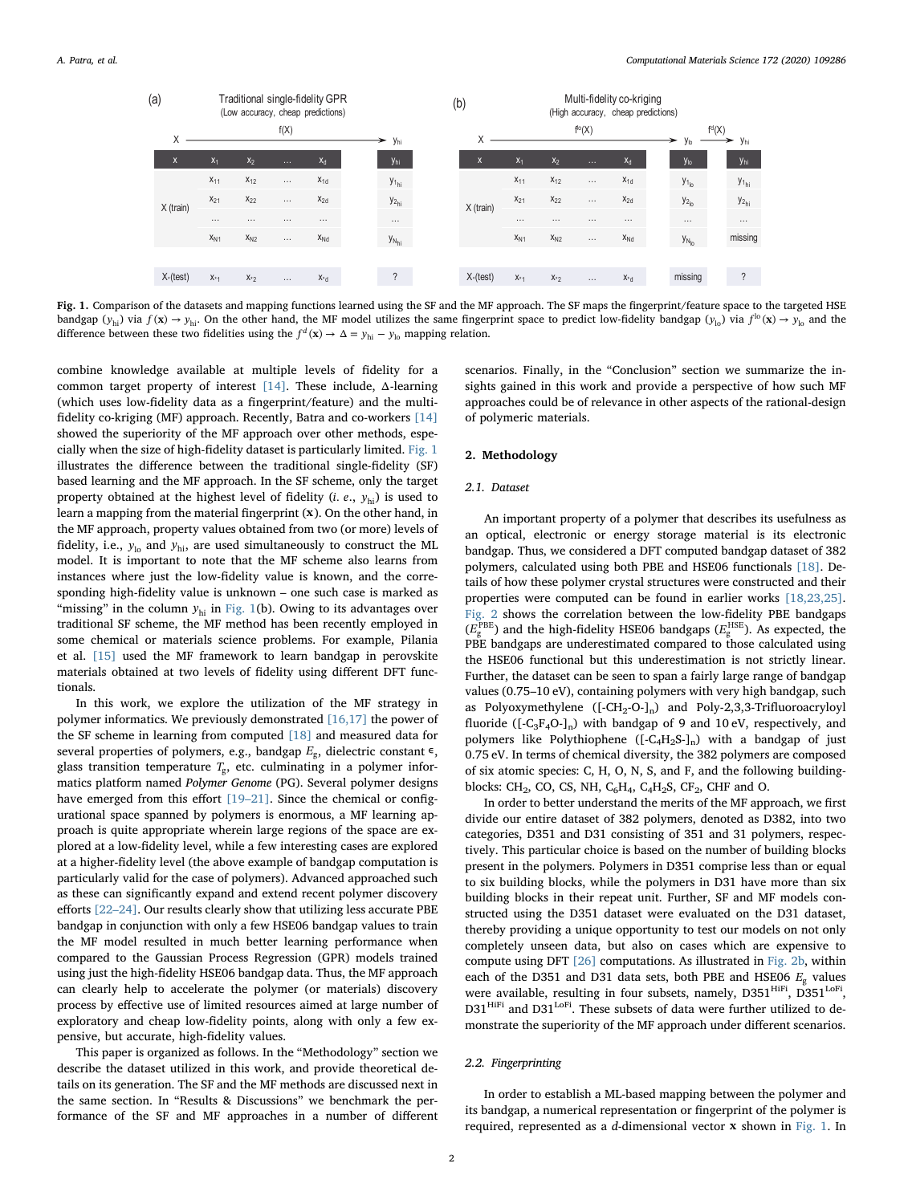(a) Traditional single-fidelity GPR (Low accuracy, cheap predictions)

| X | $x_1$ | $x_2$ | … | $x_d$ | | $y_{hi}$ |
|---|---|---|---|---|---|---|
| X (train) | $x_{11}$ | $x_{12}$ | … | $x_{1d}$ | | $y_{1_{hi}}$ |
| | $x_{21}$ | $x_{22}$ | … | $x_{2d}$ | | $y_{2_{hi}}$ |
| | … | … | … | … | | … |
| | $x_{N1}$ | $x_{N2}$ | … | $x_{Nd}$ | | $y_{N_{hi}}$ |
| $X_*$(test) | $x_{*1}$ | $x_{*2}$ | … | $x_{*d}$ | | ? |

(b) Multi-fidelity co-kriging (High accuracy, cheap predictions)

| X | $x_1$ | $x_2$ | … | $x_d$ | $y_{lo}$ | $y_{hi}$ |
|---|---|---|---|---|---|---|
| X (train) | $x_{11}$ | $x_{12}$ | … | $x_{1d}$ | $y_{1_{lo}}$ | $y_{1_{hi}}$ |
| | $x_{21}$ | $x_{22}$ | … | $x_{2d}$ | $y_{2_{lo}}$ | $y_{2_{hi}}$ |
| | … | … | … | … | … | … |
| | $x_{N1}$ | $x_{N2}$ | … | $x_{Nd}$ | $y_{N_{lo}}$ | missing |
| $X_*$(test) | $x_{*1}$ | $x_{*2}$ | … | $x_{*d}$ | missing | ? |

**Fig. 1.** Comparison of the datasets and mapping functions learned using the SF and the MF approach. The SF maps the fingerprint/feature space to the targeted HSE bandgap ($y_{hi}$) via $f(\mathbf{x}) \rightarrow y_{hi}$. On the other hand, the MF model utilizes the same fingerprint space to predict low-fidelity bandgap ($y_{lo}$) via $f^{lo}(\mathbf{x}) \rightarrow y_{lo}$ and the difference between these two fidelities using the $f^{d}(\mathbf{x}) \rightarrow \Delta = y_{hi} - y_{lo}$ mapping relation.

combine knowledge available at multiple levels of fidelity for a common target property of interest [14]. These include, Δ-learning (which uses low-fidelity data as a fingerprint/feature) and the multi-fidelity co-kriging (MF) approach. Recently, Batra and co-workers [14] showed the superiority of the MF approach over other methods, especially when the size of high-fidelity dataset is particularly limited. Fig. 1 illustrates the difference between the traditional single-fidelity (SF) based learning and the MF approach. In the SF scheme, only the target property obtained at the highest level of fidelity (*i. e.*, $y_{hi}$) is used to learn a mapping from the material fingerprint ($\mathbf{x}$). On the other hand, in the MF approach, property values obtained from two (or more) levels of fidelity, i.e., $y_{lo}$ and $y_{hi}$, are used simultaneously to construct the ML model. It is important to note that the MF scheme also learns from instances where just the low-fidelity value is known, and the corresponding high-fidelity value is unknown – one such case is marked as "missing" in the column $y_{hi}$ in Fig. 1(b). Owing to its advantages over traditional SF scheme, the MF method has been recently employed in some chemical or materials science problems. For example, Pilania et al. [15] used the MF framework to learn bandgap in perovskite materials obtained at two levels of fidelity using different DFT functionals.

In this work, we explore the utilization of the MF strategy in polymer informatics. We previously demonstrated [16,17] the power of the SF scheme in learning from computed [18] and measured data for several properties of polymers, e.g., bandgap $E_g$, dielectric constant $\epsilon$, glass transition temperature $T_g$, etc. culminating in a polymer informatics platform named *Polymer Genome* (PG). Several polymer designs have emerged from this effort [19–21]. Since the chemical or configurational space spanned by polymers is enormous, a MF learning approach is quite appropriate wherein large regions of the space are explored at a low-fidelity level, while a few interesting cases are explored at a higher-fidelity level (the above example of bandgap computation is particularly valid for the case of polymers). Advanced approached such as these can significantly expand and extend recent polymer discovery efforts [22–24]. Our results clearly show that utilizing less accurate PBE bandgap in conjunction with only a few HSE06 bandgap values to train the MF model resulted in much better learning performance when compared to the Gaussian Process Regression (GPR) models trained using just the high-fidelity HSE06 bandgap data. Thus, the MF approach can clearly help to accelerate the polymer (or materials) discovery process by effective use of limited resources aimed at large number of exploratory and cheap low-fidelity points, along with only a few expensive, but accurate, high-fidelity values.

This paper is organized as follows. In the "Methodology" section we describe the dataset utilized in this work, and provide theoretical details on its generation. The SF and the MF methods are discussed next in the same section. In "Results & Discussions" we benchmark the performance of the SF and MF approaches in a number of different scenarios. Finally, in the "Conclusion" section we summarize the insights gained in this work and provide a perspective of how such MF approaches could be of relevance in other aspects of the rational-design of polymeric materials.

## 2. Methodology

### 2.1. Dataset

An important property of a polymer that describes its usefulness as an optical, electronic or energy storage material is its electronic bandgap. Thus, we considered a DFT computed bandgap dataset of 382 polymers, calculated using both PBE and HSE06 functionals [18]. Details of how these polymer crystal structures were constructed and their properties were computed can be found in earlier works [18,23,25]. Fig. 2 shows the correlation between the low-fidelity PBE bandgaps ($E_g^{PBE}$) and the high-fidelity HSE06 bandgaps ($E_g^{HSE}$). As expected, the PBE bandgaps are underestimated compared to those calculated using the HSE06 functional but this underestimation is not strictly linear. Further, the dataset can be seen to span a fairly large range of bandgap values (0.75–10 eV), containing polymers with very high bandgap, such as Polyoxymethylene ($[\text{-}CH_2\text{-}O\text{-}]_n$) and Poly-2,3,3-Trifluoroacryloyl fluoride ($[\text{-}C_3F_4O\text{-}]_n$) with bandgap of 9 and 10 eV, respectively, and polymers like Polythiophene ($[\text{-}C_4H_2S\text{-}]_n$) with a bandgap of just 0.75 eV. In terms of chemical diversity, the 382 polymers are composed of six atomic species: C, H, O, N, S, and F, and the following building-blocks: $CH_2$, CO, CS, NH, $C_6H_4$, $C_4H_2S$, $CF_2$, CHF and O.

In order to better understand the merits of the MF approach, we first divide our entire dataset of 382 polymers, denoted as D382, into two categories, D351 and D31 consisting of 351 and 31 polymers, respectively. This particular choice is based on the number of building blocks present in the polymers. Polymers in D351 comprise less than or equal to six building blocks, while the polymers in D31 have more than six building blocks in their repeat unit. Further, SF and MF models constructed using the D351 dataset were evaluated on the D31 dataset, thereby providing a unique opportunity to test our models on not only completely unseen data, but also on cases which are expensive to compute using DFT [26] computations. As illustrated in Fig. 2b, within each of the D351 and D31 data sets, both PBE and HSE06 $E_g$ values were available, resulting in four subsets, namely, $D351^{HiFi}$, $D351^{LoFi}$, $D31^{HiFi}$ and $D31^{LoFi}$. These subsets of data were further utilized to demonstrate the superiority of the MF approach under different scenarios.

### 2.2. Fingerprinting

In order to establish a ML-based mapping between the polymer and its bandgap, a numerical representation or fingerprint of the polymer is required, represented as a $d$-dimensional vector $\mathbf{x}$ shown in Fig. 1. In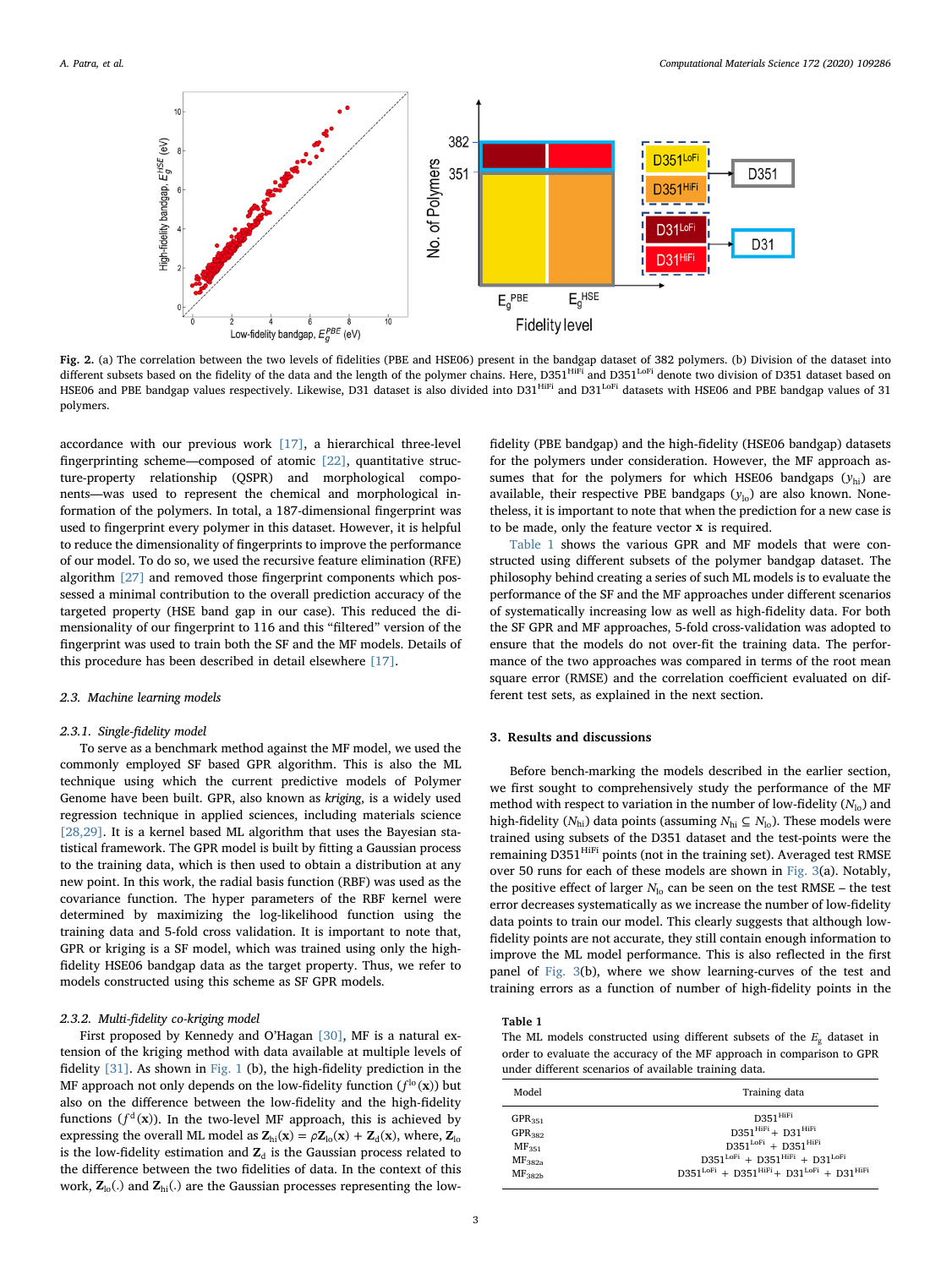**Fig. 2.** (a) The correlation between the two levels of fidelities (PBE and HSE06) present in the bandgap dataset of 382 polymers. (b) Division of the dataset into different subsets based on the fidelity of the data and the length of the polymer chains. Here, $D351^{HiFi}$ and $D351^{LoFi}$ denote two division of D351 dataset based on HSE06 and PBE bandgap values respectively. Likewise, D31 dataset is also divided into $D31^{HiFi}$ and $D31^{LoFi}$ datasets with HSE06 and PBE bandgap values of 31 polymers.

accordance with our previous work [17], a hierarchical three-level fingerprinting scheme—composed of atomic [22], quantitative structure-property relationship (QSPR) and morphological components—was used to represent the chemical and morphological information of the polymers. In total, a 187-dimensional fingerprint was used to fingerprint every polymer in this dataset. However, it is helpful to reduce the dimensionality of fingerprints to improve the performance of our model. To do so, we used the recursive feature elimination (RFE) algorithm [27] and removed those fingerprint components which possessed a minimal contribution to the overall prediction accuracy of the targeted property (HSE band gap in our case). This reduced the dimensionality of our fingerprint to 116 and this "filtered" version of the fingerprint was used to train both the SF and the MF models. Details of this procedure has been described in detail elsewhere [17].

### 2.3. Machine learning models

#### 2.3.1. Single-fidelity model

To serve as a benchmark method against the MF model, we used the commonly employed SF based GPR algorithm. This is also the ML technique using which the current predictive models of Polymer Genome have been built. GPR, also known as *kriging*, is a widely used regression technique in applied sciences, including materials science [28,29]. It is a kernel based ML algorithm that uses the Bayesian statistical framework. The GPR model is built by fitting a Gaussian process to the training data, which is then used to obtain a distribution at any new point. In this work, the radial basis function (RBF) was used as the covariance function. The hyper parameters of the RBF kernel were determined by maximizing the log-likelihood function using the training data and 5-fold cross validation. It is important to note that, GPR or kriging is a SF model, which was trained using only the high-fidelity HSE06 bandgap data as the target property. Thus, we refer to models constructed using this scheme as SF GPR models.

#### 2.3.2. Multi-fidelity co-kriging model

First proposed by Kennedy and O'Hagan [30], MF is a natural extension of the kriging method with data available at multiple levels of fidelity [31]. As shown in Fig. 1 (b), the high-fidelity prediction in the MF approach not only depends on the low-fidelity function ($f^{lo}(\mathbf{x})$) but also on the difference between the low-fidelity and the high-fidelity functions ($f^{d}(\mathbf{x})$). In the two-level MF approach, this is achieved by expressing the overall ML model as $\mathbf{Z}_{hi}(\mathbf{x}) = \rho\mathbf{Z}_{lo}(\mathbf{x}) + \mathbf{Z}_{d}(\mathbf{x})$, where, $\mathbf{Z}_{lo}$ is the low-fidelity estimation and $\mathbf{Z}_{d}$ is the Gaussian process related to the difference between the two fidelities of data. In the context of this work, $\mathbf{Z}_{lo}(.)$ and $\mathbf{Z}_{hi}(.)$ are the Gaussian processes representing the low-fidelity (PBE bandgap) and the high-fidelity (HSE06 bandgap) datasets for the polymers under consideration. However, the MF approach assumes that for the polymers for which HSE06 bandgaps ($y_{hi}$) are available, their respective PBE bandgaps ($y_{lo}$) are also known. Nonetheless, it is important to note that when the prediction for a new case is to be made, only the feature vector $\mathbf{x}$ is required.

Table 1 shows the various GPR and MF models that were constructed using different subsets of the polymer bandgap dataset. The philosophy behind creating a series of such ML models is to evaluate the performance of the SF and the MF approaches under different scenarios of systematically increasing low as well as high-fidelity data. For both the SF GPR and MF approaches, 5-fold cross-validation was adopted to ensure that the models do not over-fit the training data. The performance of the two approaches was compared in terms of the root mean square error (RMSE) and the correlation coefficient evaluated on different test sets, as explained in the next section.

## 3. Results and discussions

Before bench-marking the models described in the earlier section, we first sought to comprehensively study the performance of the MF method with respect to variation in the number of low-fidelity ($N_{lo}$) and high-fidelity ($N_{hi}$) data points (assuming $N_{hi} \subseteq N_{lo}$). These models were trained using subsets of the D351 dataset and the test-points were the remaining $D351^{HiFi}$ points (not in the training set). Averaged test RMSE over 50 runs for each of these models are shown in Fig. 3(a). Notably, the positive effect of larger $N_{lo}$ can be seen on the test RMSE – the test error decreases systematically as we increase the number of low-fidelity data points to train our model. This clearly suggests that although low-fidelity points are not accurate, they still contain enough information to improve the ML model performance. This is also reflected in the first panel of Fig. 3(b), where we show learning-curves of the test and training errors as a function of number of high-fidelity points in the

**Table 1**
The ML models constructed using different subsets of the $E_g$ dataset in order to evaluate the accuracy of the MF approach in comparison to GPR under different scenarios of available training data.

| Model | Training data |
|---|---|
| $GPR_{351}$ | $D351^{HiFi}$ |
| $GPR_{382}$ | $D351^{HiFi}$ + $D31^{HiFi}$ |
| $MF_{351}$ | $D351^{LoFi}$ + $D351^{HiFi}$ |
| $MF_{382a}$ | $D351^{LoFi}$ + $D351^{HiFi}$ + $D31^{LoFi}$ |
| $MF_{382b}$ | $D351^{LoFi}$ + $D351^{HiFi}$ + $D31^{LoFi}$ + $D31^{HiFi}$ |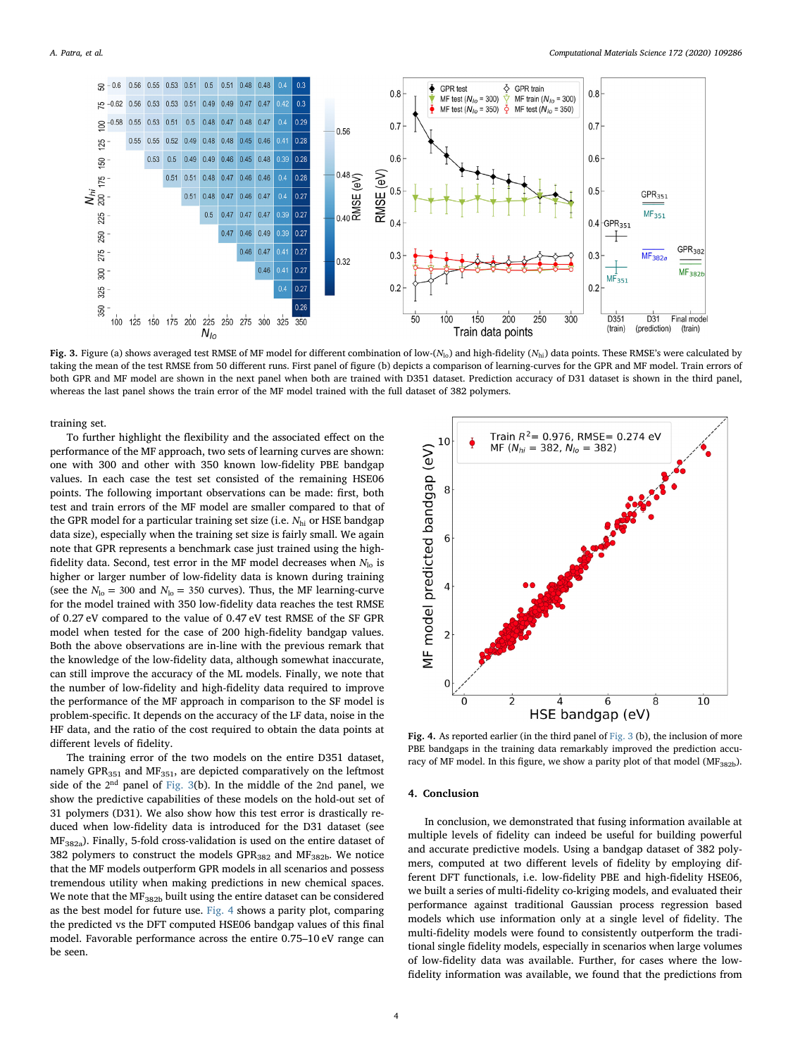Fig. 3. Figure (a) shows averaged test RMSE of MF model for different combination of low-($N_{lo}$) and high-fidelity ($N_{hi}$) data points. These RMSE's were calculated by taking the mean of the test RMSE from 50 different runs. First panel of figure (b) depicts a comparison of learning-curves for the GPR and MF model. Train errors of both GPR and MF model are shown in the next panel when both are trained with D351 dataset. Prediction accuracy of D31 dataset is shown in the third panel, whereas the last panel shows the train error of the MF model trained with the full dataset of 382 polymers.

training set.

To further highlight the flexibility and the associated effect on the performance of the MF approach, two sets of learning curves are shown: one with 300 and other with 350 known low-fidelity PBE bandgap values. In each case the test set consisted of the remaining HSE06 points. The following important observations can be made: first, both test and train errors of the MF model are smaller compared to that of the GPR model for a particular training set size (i.e. $N_{hi}$ or HSE bandgap data size), especially when the training set size is fairly small. We again note that GPR represents a benchmark case just trained using the high-fidelity data. Second, test error in the MF model decreases when $N_{lo}$ is higher or larger number of low-fidelity data is known during training (see the $N_{lo}$ = 300 and $N_{lo}$ = 350 curves). Thus, the MF learning-curve for the model trained with 350 low-fidelity data reaches the test RMSE of 0.27 eV compared to the value of 0.47 eV test RMSE of the SF GPR model when tested for the case of 200 high-fidelity bandgap values. Both the above observations are in-line with the previous remark that the knowledge of the low-fidelity data, although somewhat inaccurate, can still improve the accuracy of the ML models. Finally, we note that the number of low-fidelity and high-fidelity data required to improve the performance of the MF approach in comparison to the SF model is problem-specific. It depends on the accuracy of the LF data, noise in the HF data, and the ratio of the cost required to obtain the data points at different levels of fidelity.

The training error of the two models on the entire D351 dataset, namely $GPR_{351}$ and $MF_{351}$, are depicted comparatively on the leftmost side of the 2nd panel of Fig. 3(b). In the middle of the 2nd panel, we show the predictive capabilities of these models on the hold-out set of 31 polymers (D31). We also show how this test error is drastically reduced when low-fidelity data is introduced for the D31 dataset (see $MF_{382a}$). Finally, 5-fold cross-validation is used on the entire dataset of 382 polymers to construct the models $GPR_{382}$ and $MF_{382b}$. We notice that the MF models outperform GPR models in all scenarios and possess tremendous utility when making predictions in new chemical spaces. We note that the $MF_{382b}$ built using the entire dataset can be considered as the best model for future use. Fig. 4 shows a parity plot, comparing the predicted vs the DFT computed HSE06 bandgap values of this final model. Favorable performance across the entire 0.75–10 eV range can be seen.

Fig. 4. As reported earlier (in the third panel of Fig. 3 (b), the inclusion of more PBE bandgaps in the training data remarkably improved the prediction accuracy of MF model. In this figure, we show a parity plot of that model ($MF_{382b}$).

## 4. Conclusion

In conclusion, we demonstrated that fusing information available at multiple levels of fidelity can indeed be useful for building powerful and accurate predictive models. Using a bandgap dataset of 382 polymers, computed at two different levels of fidelity by employing different DFT functionals, i.e. low-fidelity PBE and high-fidelity HSE06, we built a series of multi-fidelity co-kriging models, and evaluated their performance against traditional Gaussian process regression based models which use information only at a single level of fidelity. The multi-fidelity models were found to consistently outperform the traditional single fidelity models, especially in scenarios when large volumes of low-fidelity data was available. Further, for cases where the low-fidelity information was available, we found that the predictions from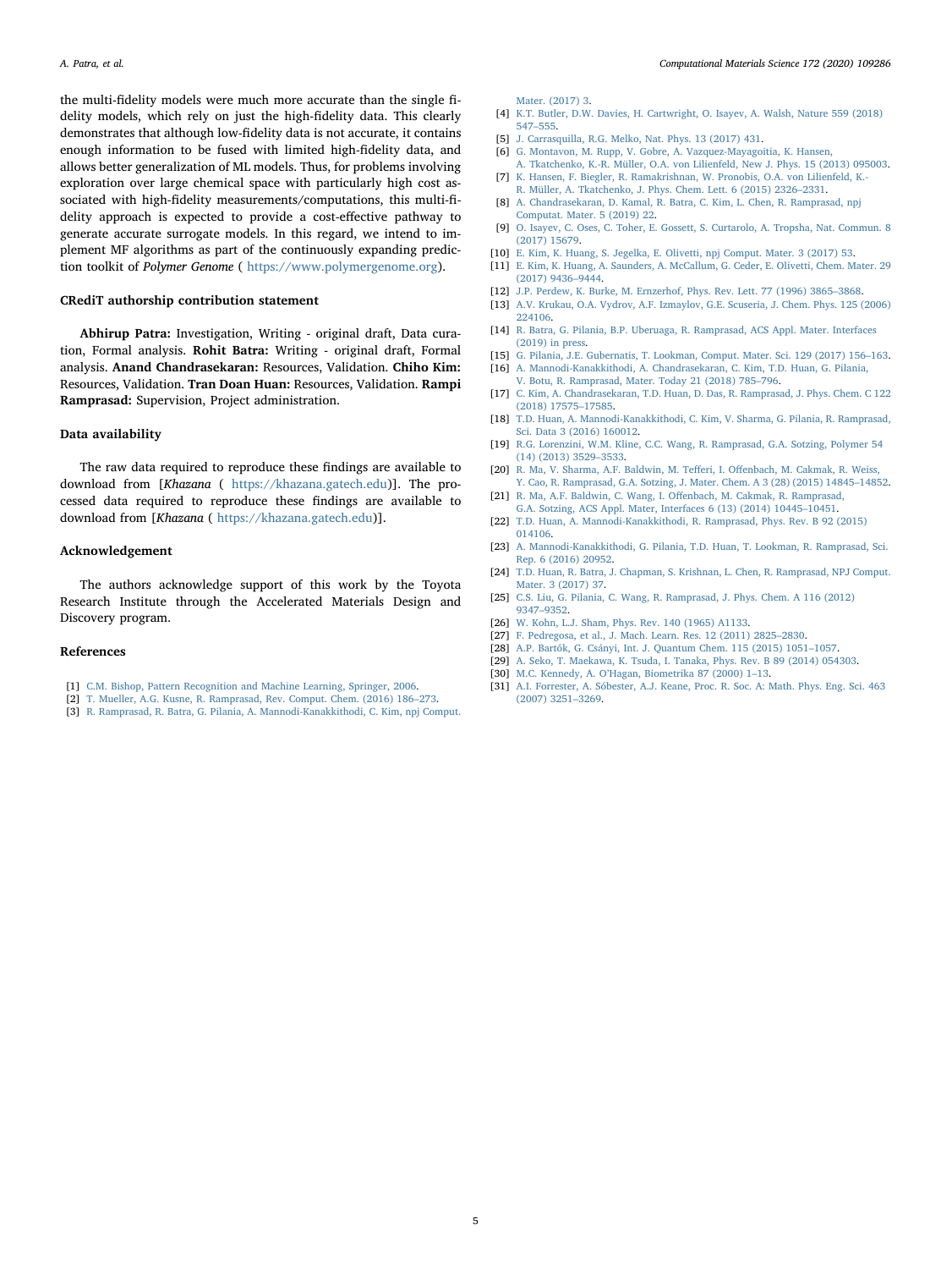the multi-fidelity models were much more accurate than the single fidelity models, which rely on just the high-fidelity data. This clearly demonstrates that although low-fidelity data is not accurate, it contains enough information to be fused with limited high-fidelity data, and allows better generalization of ML models. Thus, for problems involving exploration over large chemical space with particularly high cost associated with high-fidelity measurements/computations, this multi-fidelity approach is expected to provide a cost-effective pathway to generate accurate surrogate models. In this regard, we intend to implement MF algorithms as part of the continuously expanding prediction toolkit of *Polymer Genome* ( https://www.polymergenome.org).

## CRediT authorship contribution statement

**Abhirup Patra:** Investigation, Writing - original draft, Data curation, Formal analysis. **Rohit Batra:** Writing - original draft, Formal analysis. **Anand Chandrasekaran:** Resources, Validation. **Chiho Kim:** Resources, Validation. **Tran Doan Huan:** Resources, Validation. **Rampi Ramprasad:** Supervision, Project administration.

## Data availability

The raw data required to reproduce these findings are available to download from [*Khazana* ( https://khazana.gatech.edu)]. The processed data required to reproduce these findings are available to download from [*Khazana* ( https://khazana.gatech.edu)].

## Acknowledgement

The authors acknowledge support of this work by the Toyota Research Institute through the Accelerated Materials Design and Discovery program.

## References

[1] C.M. Bishop, Pattern Recognition and Machine Learning, Springer, 2006.
[2] T. Mueller, A.G. Kusne, R. Ramprasad, Rev. Comput. Chem. (2016) 186–273.
[3] R. Ramprasad, R. Batra, G. Pilania, A. Mannodi-Kanakkithodi, C. Kim, npj Comput. Mater. (2017) 3.
[4] K.T. Butler, D.W. Davies, H. Cartwright, O. Isayev, A. Walsh, Nature 559 (2018) 547–555.
[5] J. Carrasquilla, R.G. Melko, Nat. Phys. 13 (2017) 431.
[6] G. Montavon, M. Rupp, V. Gobre, A. Vazquez-Mayagoitia, K. Hansen, A. Tkatchenko, K.-R. Müller, O.A. von Lilienfeld, New J. Phys. 15 (2013) 095003.
[7] K. Hansen, F. Biegler, R. Ramakrishnan, W. Pronobis, O.A. von Lilienfeld, K.-R. Müller, A. Tkatchenko, J. Phys. Chem. Lett. 6 (2015) 2326–2331.
[8] A. Chandrasekaran, D. Kamal, R. Batra, C. Kim, L. Chen, R. Ramprasad, npj Computat. Mater. 5 (2019) 22.
[9] O. Isayev, C. Oses, C. Toher, E. Gossett, S. Curtarolo, A. Tropsha, Nat. Commun. 8 (2017) 15679.
[10] E. Kim, K. Huang, S. Jegelka, E. Olivetti, npj Comput. Mater. 3 (2017) 53.
[11] E. Kim, K. Huang, A. Saunders, A. McCallum, G. Ceder, E. Olivetti, Chem. Mater. 29 (2017) 9436–9444.
[12] J.P. Perdew, K. Burke, M. Ernzerhof, Phys. Rev. Lett. 77 (1996) 3865–3868.
[13] A.V. Krukau, O.A. Vydrov, A.F. Izmaylov, G.E. Scuseria, J. Chem. Phys. 125 (2006) 224106.
[14] R. Batra, G. Pilania, B.P. Uberuaga, R. Ramprasad, ACS Appl. Mater. Interfaces (2019) in press.
[15] G. Pilania, J.E. Gubernatis, T. Lookman, Comput. Mater. Sci. 129 (2017) 156–163.
[16] A. Mannodi-Kanakkithodi, A. Chandrasekaran, C. Kim, T.D. Huan, G. Pilania, V. Botu, R. Ramprasad, Mater. Today 21 (2018) 785–796.
[17] C. Kim, A. Chandrasekaran, T.D. Huan, D. Das, R. Ramprasad, J. Phys. Chem. C 122 (2018) 17575–17585.
[18] T.D. Huan, A. Mannodi-Kanakkithodi, C. Kim, V. Sharma, G. Pilania, R. Ramprasad, Sci. Data 3 (2016) 160012.
[19] R.G. Lorenzini, W.M. Kline, C.C. Wang, R. Ramprasad, G.A. Sotzing, Polymer 54 (14) (2013) 3529–3533.
[20] R. Ma, V. Sharma, A.F. Baldwin, M. Tefferi, I. Offenbach, M. Cakmak, R. Weiss, Y. Cao, R. Ramprasad, G.A. Sotzing, J. Mater. Chem. A 3 (28) (2015) 14845–14852.
[21] R. Ma, A.F. Baldwin, C. Wang, I. Offenbach, M. Cakmak, R. Ramprasad, G.A. Sotzing, ACS Appl. Mater, Interfaces 6 (13) (2014) 10445–10451.
[22] T.D. Huan, A. Mannodi-Kanakkithodi, R. Ramprasad, Phys. Rev. B 92 (2015) 014106.
[23] A. Mannodi-Kanakkithodi, G. Pilania, T.D. Huan, T. Lookman, R. Ramprasad, Sci. Rep. 6 (2016) 20952.
[24] T.D. Huan, R. Batra, J. Chapman, S. Krishnan, L. Chen, R. Ramprasad, NPJ Comput. Mater. 3 (2017) 37.
[25] C.S. Liu, G. Pilania, C. Wang, R. Ramprasad, J. Phys. Chem. A 116 (2012) 9347–9352.
[26] W. Kohn, L.J. Sham, Phys. Rev. 140 (1965) A1133.
[27] F. Pedregosa, et al., J. Mach. Learn. Res. 12 (2011) 2825–2830.
[28] A.P. Bartók, G. Csányi, Int. J. Quantum Chem. 115 (2015) 1051–1057.
[29] A. Seko, T. Maekawa, K. Tsuda, I. Tanaka, Phys. Rev. B 89 (2014) 054303.
[30] M.C. Kennedy, A. O'Hagan, Biometrika 87 (2000) 1–13.
[31] A.I. Forrester, A. Sóbester, A.J. Keane, Proc. R. Soc. A: Math. Phys. Eng. Sci. 463 (2007) 3251–3269.